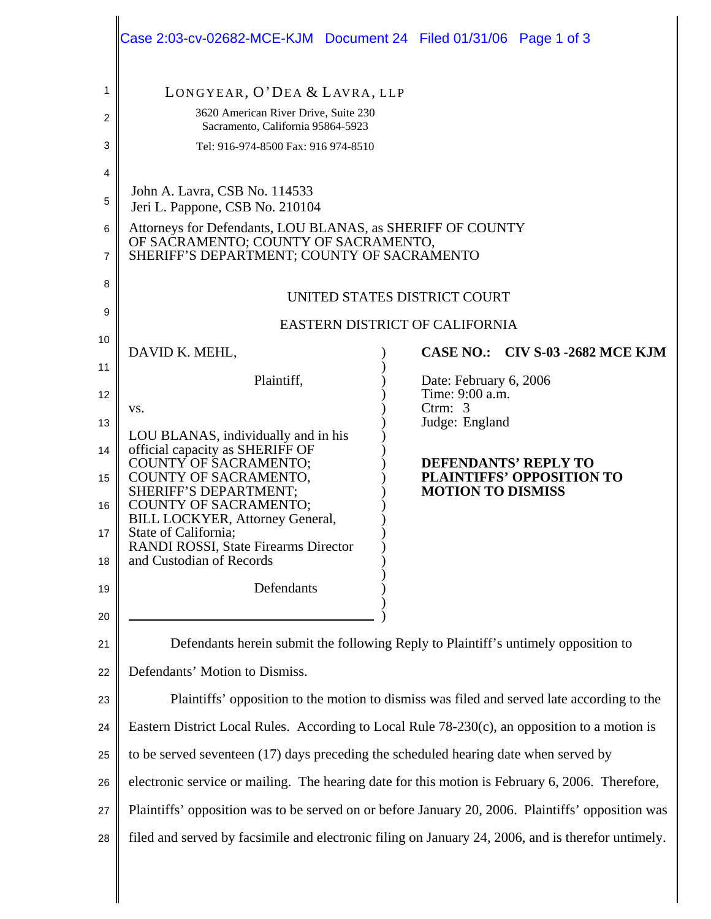LONGYEAR, O'DEA & LAVRA, LLP
3620 American River Drive, Suite 230
Sacramento, California 95864-5923
Tel: 916-974-8500 Fax: 916 974-8510

John A. Lavra, CSB No. 114533
Jeri L. Pappone, CSB No. 210104

Attorneys for Defendants, LOU BLANAS, as SHERIFF OF COUNTY OF SACRAMENTO; COUNTY OF SACRAMENTO, SHERIFF'S DEPARTMENT; COUNTY OF SACRAMENTO

UNITED STATES DISTRICT COURT

EASTERN DISTRICT OF CALIFORNIA

DAVID K. MEHL,

Plaintiff,

vs.

LOU BLANAS, individually and in his official capacity as SHERIFF OF COUNTY OF SACRAMENTO; COUNTY OF SACRAMENTO, SHERIFF'S DEPARTMENT; COUNTY OF SACRAMENTO; BILL LOCKYER, Attorney General, State of California; RANDI ROSSI, State Firearms Director and Custodian of Records

Defendants

**CASE NO.: CIV S-03 -2682 MCE KJM**

Date: February 6, 2006
Time: 9:00 a.m.
Ctrm: 3
Judge: England

**DEFENDANTS' REPLY TO PLAINTIFFS' OPPOSITION TO MOTION TO DISMISS**

Defendants herein submit the following Reply to Plaintiff's untimely opposition to Defendants' Motion to Dismiss.

Plaintiffs' opposition to the motion to dismiss was filed and served late according to the Eastern District Local Rules. According to Local Rule 78-230(c), an opposition to a motion is to be served seventeen (17) days preceding the scheduled hearing date when served by electronic service or mailing. The hearing date for this motion is February 6, 2006. Therefore, Plaintiffs' opposition was to be served on or before January 20, 2006. Plaintiffs' opposition was filed and served by facsimile and electronic filing on January 24, 2006, and is therefor untimely.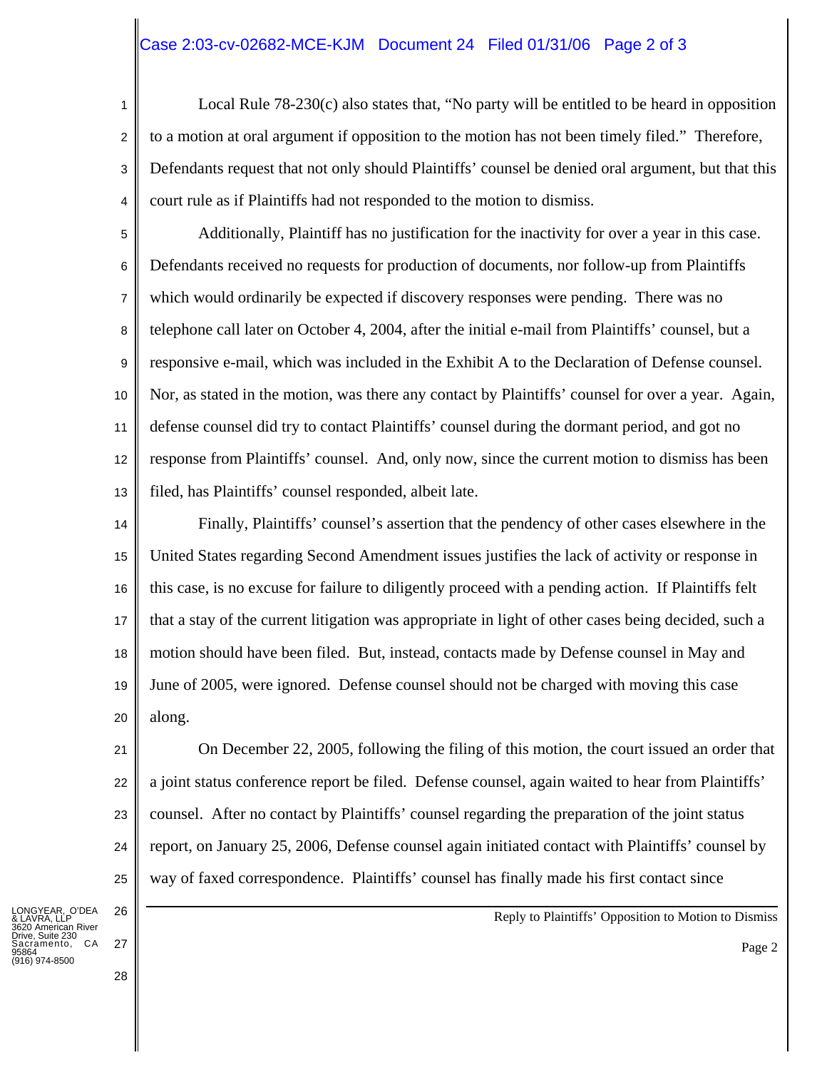Local Rule 78-230(c) also states that, "No party will be entitled to be heard in opposition to a motion at oral argument if opposition to the motion has not been timely filed." Therefore, Defendants request that not only should Plaintiffs' counsel be denied oral argument, but that this court rule as if Plaintiffs had not responded to the motion to dismiss.

Additionally, Plaintiff has no justification for the inactivity for over a year in this case. Defendants received no requests for production of documents, nor follow-up from Plaintiffs which would ordinarily be expected if discovery responses were pending. There was no telephone call later on October 4, 2004, after the initial e-mail from Plaintiffs' counsel, but a responsive e-mail, which was included in the Exhibit A to the Declaration of Defense counsel. Nor, as stated in the motion, was there any contact by Plaintiffs' counsel for over a year. Again, defense counsel did try to contact Plaintiffs' counsel during the dormant period, and got no response from Plaintiffs' counsel. And, only now, since the current motion to dismiss has been filed, has Plaintiffs' counsel responded, albeit late.

Finally, Plaintiffs' counsel's assertion that the pendency of other cases elsewhere in the United States regarding Second Amendment issues justifies the lack of activity or response in this case, is no excuse for failure to diligently proceed with a pending action. If Plaintiffs felt that a stay of the current litigation was appropriate in light of other cases being decided, such a motion should have been filed. But, instead, contacts made by Defense counsel in May and June of 2005, were ignored. Defense counsel should not be charged with moving this case along.

On December 22, 2005, following the filing of this motion, the court issued an order that a joint status conference report be filed. Defense counsel, again waited to hear from Plaintiffs' counsel. After no contact by Plaintiffs' counsel regarding the preparation of the joint status report, on January 25, 2006, Defense counsel again initiated contact with Plaintiffs' counsel by way of faxed correspondence. Plaintiffs' counsel has finally made his first contact since

LONGYEAR, O'DEA & LAVRA, LLP
3620 American River Drive, Suite 230
Sacramento, CA 95864
(916) 974-8500

Reply to Plaintiffs' Opposition to Motion to Dismiss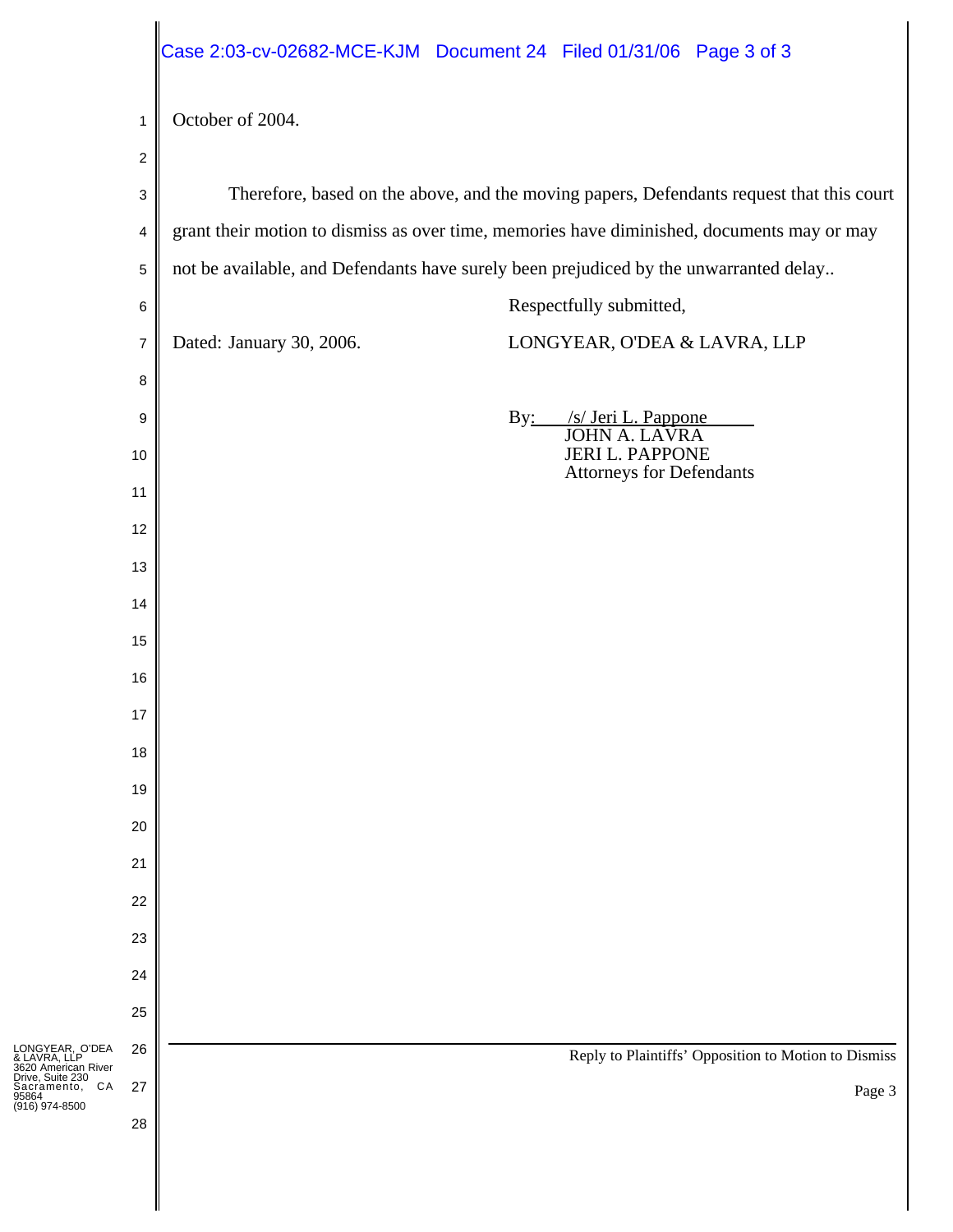October of 2004.

Therefore, based on the above, and the moving papers, Defendants request that this court grant their motion to dismiss as over time, memories have diminished, documents may or may not be available, and Defendants have surely been prejudiced by the unwarranted delay..

Respectfully submitted,

Dated: January 30, 2006.

LONGYEAR, O'DEA & LAVRA, LLP

By: /s/ Jeri L. Pappone
JOHN A. LAVRA
JERI L. PAPPONE
Attorneys for Defendants

Reply to Plaintiffs' Opposition to Motion to Dismiss